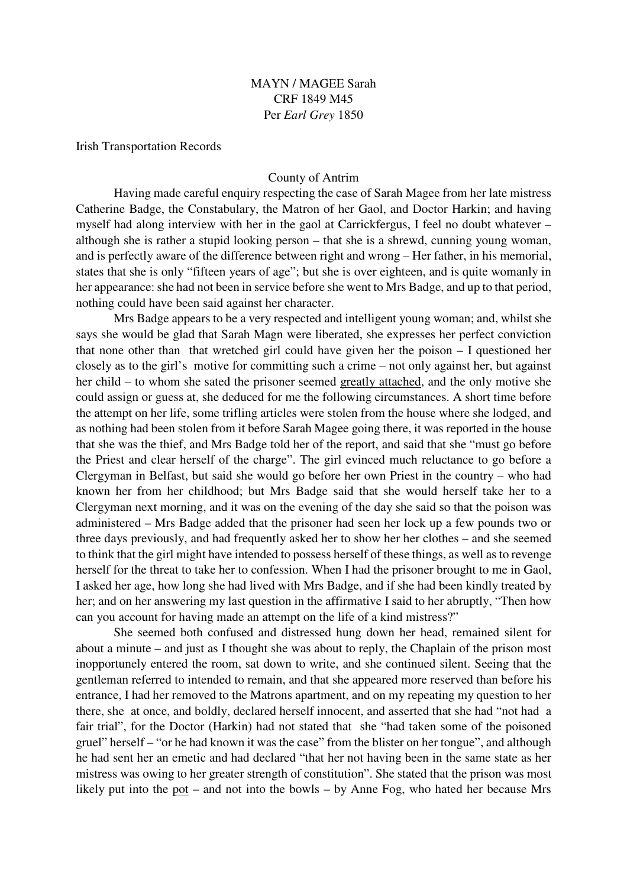MAYN / MAGEE Sarah
CRF 1849 M45
Per *Earl Grey* 1850

Irish Transportation Records

County of Antrim

Having made careful enquiry respecting the case of Sarah Magee from her late mistress Catherine Badge, the Constabulary, the Matron of her Gaol, and Doctor Harkin; and having myself had along interview with her in the gaol at Carrickfergus, I feel no doubt whatever – although she is rather a stupid looking person – that she is a shrewd, cunning young woman, and is perfectly aware of the difference between right and wrong – Her father, in his memorial, states that she is only "fifteen years of age"; but she is over eighteen, and is quite womanly in her appearance: she had not been in service before she went to Mrs Badge, and up to that period, nothing could have been said against her character.

Mrs Badge appears to be a very respected and intelligent young woman; and, whilst she says she would be glad that Sarah Magn were liberated, she expresses her perfect conviction that none other than that wretched girl could have given her the poison – I questioned her closely as to the girl's motive for committing such a crime – not only against her, but against her child – to whom she sated the prisoner seemed <u>greatly attached</u>, and the only motive she could assign or guess at, she deduced for me the following circumstances. A short time before the attempt on her life, some trifling articles were stolen from the house where she lodged, and as nothing had been stolen from it before Sarah Magee going there, it was reported in the house that she was the thief, and Mrs Badge told her of the report, and said that she "must go before the Priest and clear herself of the charge". The girl evinced much reluctance to go before a Clergyman in Belfast, but said she would go before her own Priest in the country – who had known her from her childhood; but Mrs Badge said that she would herself take her to a Clergyman next morning, and it was on the evening of the day she said so that the poison was administered – Mrs Badge added that the prisoner had seen her lock up a few pounds two or three days previously, and had frequently asked her to show her her clothes – and she seemed to think that the girl might have intended to possess herself of these things, as well as to revenge herself for the threat to take her to confession. When I had the prisoner brought to me in Gaol, I asked her age, how long she had lived with Mrs Badge, and if she had been kindly treated by her; and on her answering my last question in the affirmative I said to her abruptly, "Then how can you account for having made an attempt on the life of a kind mistress?"

She seemed both confused and distressed hung down her head, remained silent for about a minute – and just as I thought she was about to reply, the Chaplain of the prison most inopportunely entered the room, sat down to write, and she continued silent. Seeing that the gentleman referred to intended to remain, and that she appeared more reserved than before his entrance, I had her removed to the Matrons apartment, and on my repeating my question to her there, she at once, and boldly, declared herself innocent, and asserted that she had "not had a fair trial", for the Doctor (Harkin) had not stated that she "had taken some of the poisoned gruel" herself – "or he had known it was the case" from the blister on her tongue", and although he had sent her an emetic and had declared "that her not having been in the same state as her mistress was owing to her greater strength of constitution". She stated that the prison was most likely put into the <u>pot</u> – and not into the bowls – by Anne Fog, who hated her because Mrs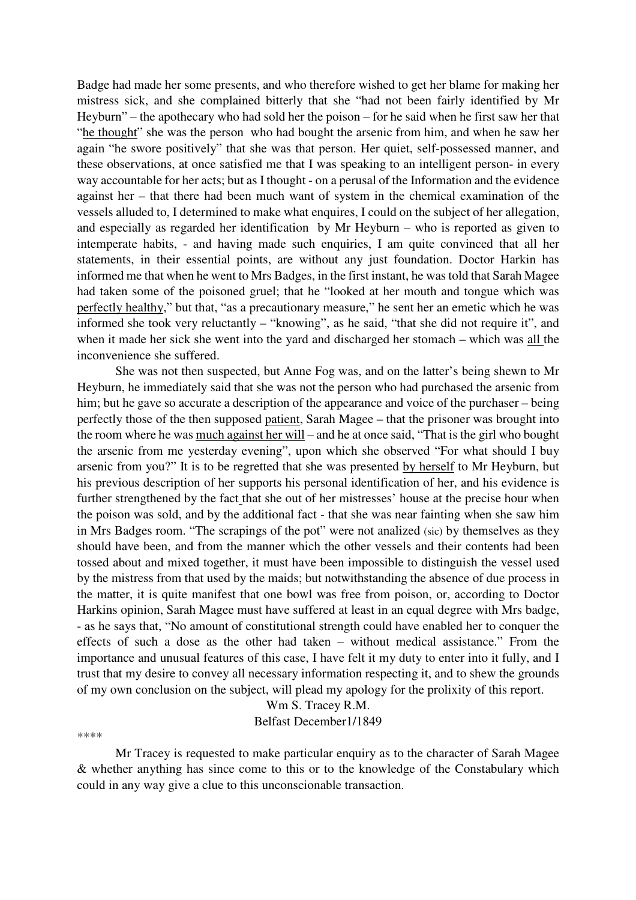Badge had made her some presents, and who therefore wished to get her blame for making her mistress sick, and she complained bitterly that she "had not been fairly identified by Mr Heyburn" – the apothecary who had sold her the poison – for he said when he first saw her that "he thought" she was the person who had bought the arsenic from him, and when he saw her again "he swore positively" that she was that person. Her quiet, self-possessed manner, and these observations, at once satisfied me that I was speaking to an intelligent person- in every way accountable for her acts; but as I thought - on a perusal of the Information and the evidence against her – that there had been much want of system in the chemical examination of the vessels alluded to, I determined to make what enquires, I could on the subject of her allegation, and especially as regarded her identification by Mr Heyburn – who is reported as given to intemperate habits, - and having made such enquiries, I am quite convinced that all her statements, in their essential points, are without any just foundation. Doctor Harkin has informed me that when he went to Mrs Badges, in the first instant, he was told that Sarah Magee had taken some of the poisoned gruel; that he "looked at her mouth and tongue which was perfectly healthy," but that, "as a precautionary measure," he sent her an emetic which he was informed she took very reluctantly – "knowing", as he said, "that she did not require it", and when it made her sick she went into the yard and discharged her stomach – which was all the inconvenience she suffered.

She was not then suspected, but Anne Fog was, and on the latter's being shewn to Mr Heyburn, he immediately said that she was not the person who had purchased the arsenic from him; but he gave so accurate a description of the appearance and voice of the purchaser – being perfectly those of the then supposed patient, Sarah Magee – that the prisoner was brought into the room where he was much against her will – and he at once said, "That is the girl who bought the arsenic from me yesterday evening", upon which she observed "For what should I buy arsenic from you?" It is to be regretted that she was presented by herself to Mr Heyburn, but his previous description of her supports his personal identification of her, and his evidence is further strengthened by the fact that she out of her mistresses' house at the precise hour when the poison was sold, and by the additional fact - that she was near fainting when she saw him in Mrs Badges room. "The scrapings of the pot" were not analized (sic) by themselves as they should have been, and from the manner which the other vessels and their contents had been tossed about and mixed together, it must have been impossible to distinguish the vessel used by the mistress from that used by the maids; but notwithstanding the absence of due process in the matter, it is quite manifest that one bowl was free from poison, or, according to Doctor Harkins opinion, Sarah Magee must have suffered at least in an equal degree with Mrs badge, - as he says that, "No amount of constitutional strength could have enabled her to conquer the effects of such a dose as the other had taken – without medical assistance." From the importance and unusual features of this case, I have felt it my duty to enter into it fully, and I trust that my desire to convey all necessary information respecting it, and to shew the grounds of my own conclusion on the subject, will plead my apology for the prolixity of this report.

Wm S. Tracey R.M.
Belfast December1/1849

****

Mr Tracey is requested to make particular enquiry as to the character of Sarah Magee & whether anything has since come to this or to the knowledge of the Constabulary which could in any way give a clue to this unconscionable transaction.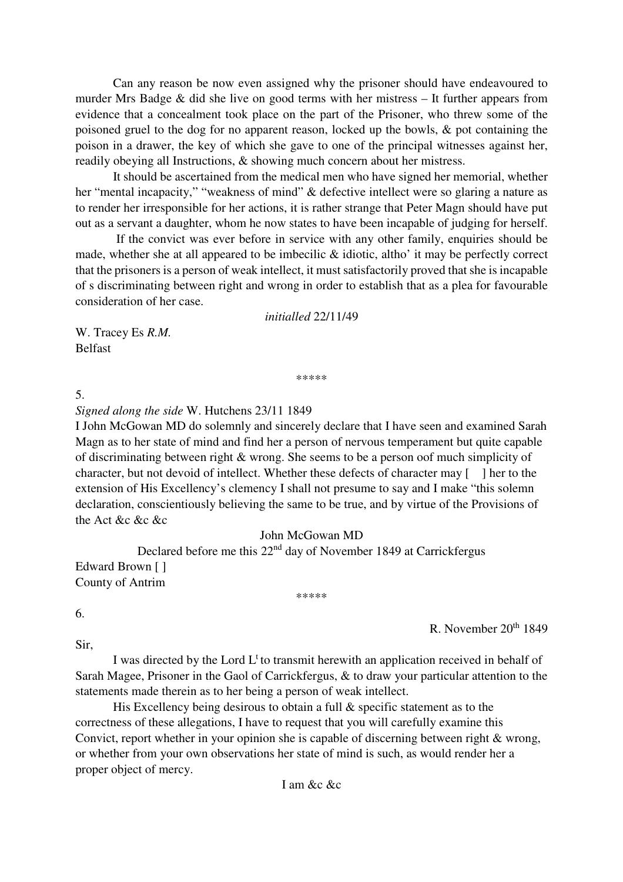Can any reason be now even assigned why the prisoner should have endeavoured to murder Mrs Badge & did she live on good terms with her mistress – It further appears from evidence that a concealment took place on the part of the Prisoner, who threw some of the poisoned gruel to the dog for no apparent reason, locked up the bowls, & pot containing the poison in a drawer, the key of which she gave to one of the principal witnesses against her, readily obeying all Instructions, & showing much concern about her mistress.

It should be ascertained from the medical men who have signed her memorial, whether her "mental incapacity," "weakness of mind" & defective intellect were so glaring a nature as to render her irresponsible for her actions, it is rather strange that Peter Magn should have put out as a servant a daughter, whom he now states to have been incapable of judging for herself.

If the convict was ever before in service with any other family, enquiries should be made, whether she at all appeared to be imbecilic & idiotic, altho' it may be perfectly correct that the prisoners is a person of weak intellect, it must satisfactorily proved that she is incapable of s discriminating between right and wrong in order to establish that as a plea for favourable consideration of her case.

*initialled* 22/11/49

W. Tracey Es *R.M.*
Belfast

\*\*\*\*\*

5.

*Signed along the side* W. Hutchens 23/11 1849

I John McGowan MD do solemnly and sincerely declare that I have seen and examined Sarah Magn as to her state of mind and find her a person of nervous temperament but quite capable of discriminating between right & wrong. She seems to be a person oof much simplicity of character, but not devoid of intellect. Whether these defects of character may [ ] her to the extension of His Excellency's clemency I shall not presume to say and I make "this solemn declaration, conscientiously believing the same to be true, and by virtue of the Provisions of the Act &c &c &c

John McGowan MD

Declared before me this 22nd day of November 1849 at Carrickfergus

Edward Brown [ ]
County of Antrim

\*\*\*\*\*

6.

R. November 20th 1849

Sir,

I was directed by the Lord Lt to transmit herewith an application received in behalf of Sarah Magee, Prisoner in the Gaol of Carrickfergus, & to draw your particular attention to the statements made therein as to her being a person of weak intellect.

His Excellency being desirous to obtain a full & specific statement as to the correctness of these allegations, I have to request that you will carefully examine this Convict, report whether in your opinion she is capable of discerning between right & wrong, or whether from your own observations her state of mind is such, as would render her a proper object of mercy.

I am &c &c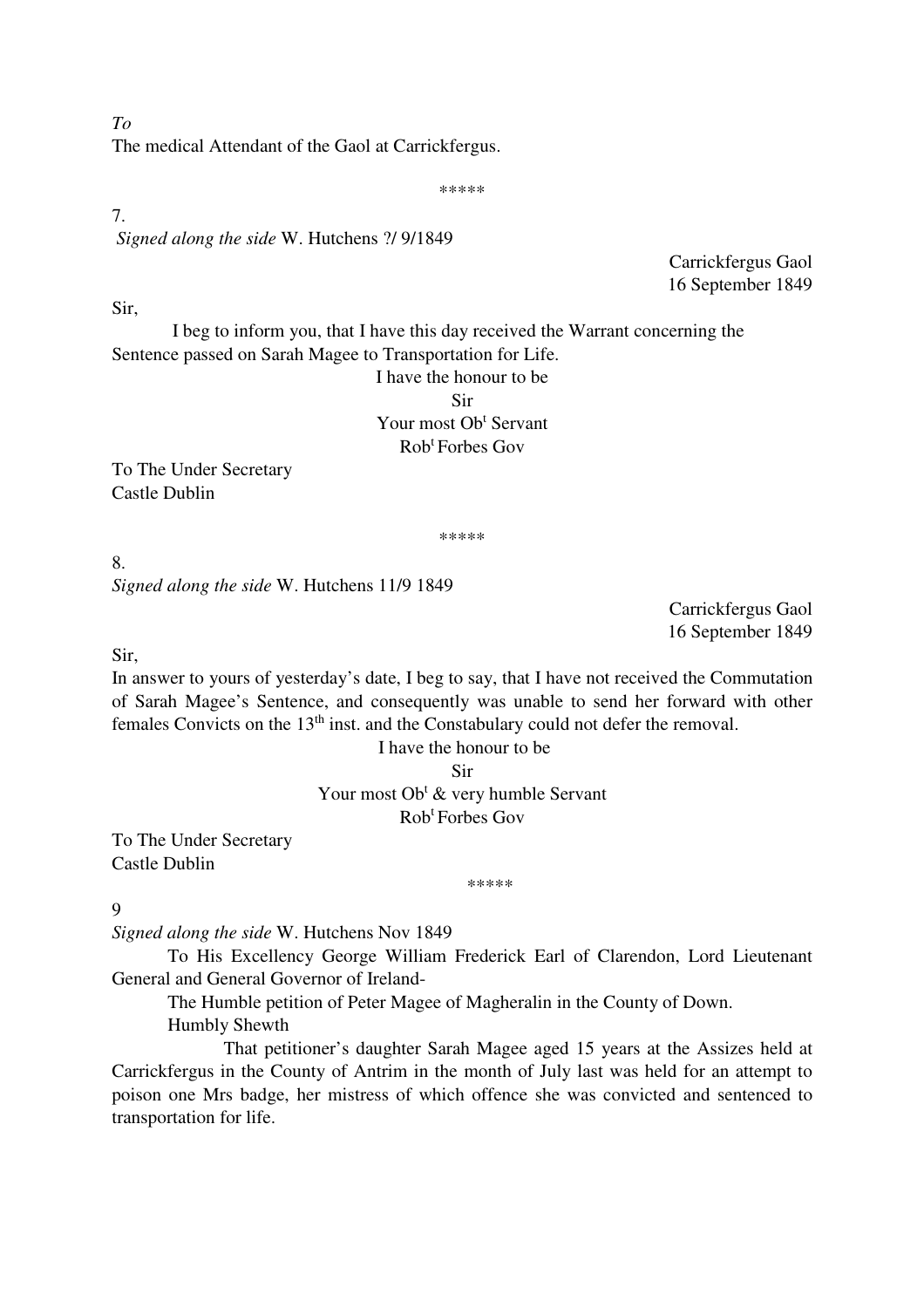*To*
The medical Attendant of the Gaol at Carrickfergus.

\*\*\*\*\*

7.
*Signed along the side* W. Hutchens ?/ 9/1849

Carrickfergus Gaol
16 September 1849

Sir,

I beg to inform you, that I have this day received the Warrant concerning the Sentence passed on Sarah Magee to Transportation for Life.

I have the honour to be
Sir
Your most Ob[t] Servant
Rob[t] Forbes Gov

To The Under Secretary
Castle Dublin

\*\*\*\*\*

8.
*Signed along the side* W. Hutchens 11/9 1849

Carrickfergus Gaol
16 September 1849

Sir,

In answer to yours of yesterday's date, I beg to say, that I have not received the Commutation of Sarah Magee's Sentence, and consequently was unable to send her forward with other females Convicts on the 13[th] inst. and the Constabulary could not defer the removal.

I have the honour to be
Sir
Your most Ob[t] & very humble Servant
Rob[t] Forbes Gov

To The Under Secretary
Castle Dublin

\*\*\*\*\*

9
*Signed along the side* W. Hutchens Nov 1849

To His Excellency George William Frederick Earl of Clarendon, Lord Lieutenant General and General Governor of Ireland-

The Humble petition of Peter Magee of Magheralin in the County of Down.

Humbly Shewth

That petitioner's daughter Sarah Magee aged 15 years at the Assizes held at Carrickfergus in the County of Antrim in the month of July last was held for an attempt to poison one Mrs badge, her mistress of which offence she was convicted and sentenced to transportation for life.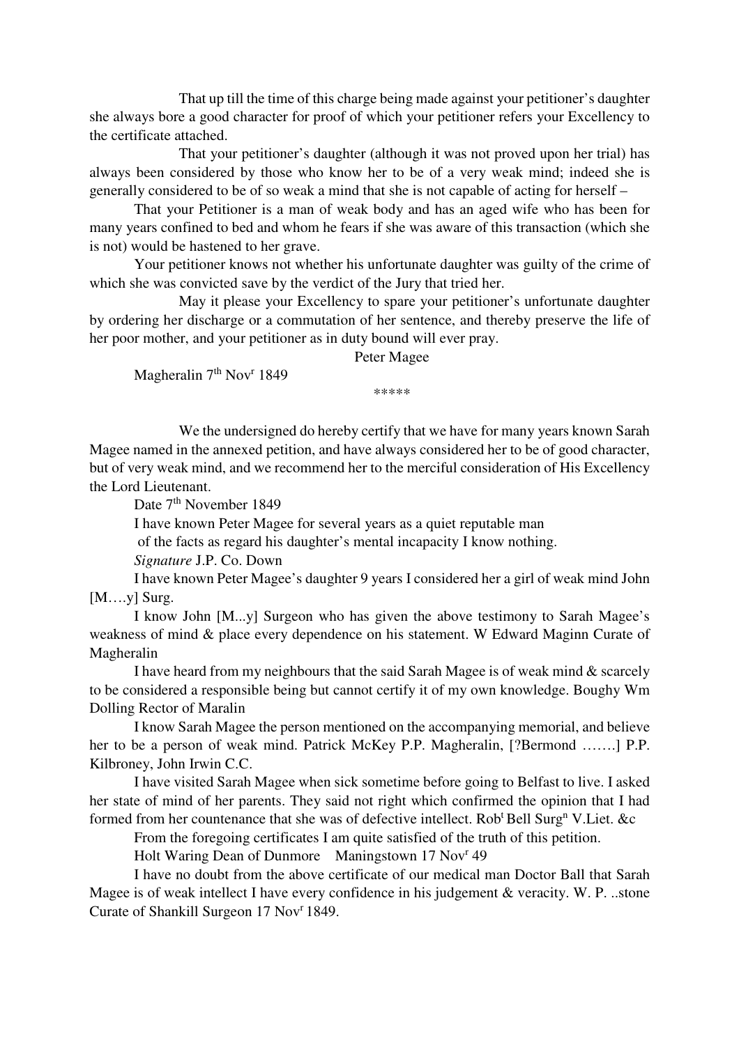That up till the time of this charge being made against your petitioner's daughter she always bore a good character for proof of which your petitioner refers your Excellency to the certificate attached.

That your petitioner's daughter (although it was not proved upon her trial) has always been considered by those who know her to be of a very weak mind; indeed she is generally considered to be of so weak a mind that she is not capable of acting for herself –

That your Petitioner is a man of weak body and has an aged wife who has been for many years confined to bed and whom he fears if she was aware of this transaction (which she is not) would be hastened to her grave.

Your petitioner knows not whether his unfortunate daughter was guilty of the crime of which she was convicted save by the verdict of the Jury that tried her.

May it please your Excellency to spare your petitioner's unfortunate daughter by ordering her discharge or a commutation of her sentence, and thereby preserve the life of her poor mother, and your petitioner as in duty bound will ever pray.

Peter Magee

Magheralin 7th Novr 1849

*****

We the undersigned do hereby certify that we have for many years known Sarah Magee named in the annexed petition, and have always considered her to be of good character, but of very weak mind, and we recommend her to the merciful consideration of His Excellency the Lord Lieutenant.

Date 7th November 1849

I have known Peter Magee for several years as a quiet reputable man of the facts as regard his daughter's mental incapacity I know nothing.

*Signature* J.P. Co. Down

I have known Peter Magee's daughter 9 years I considered her a girl of weak mind John [M….y] Surg.

I know John [M...y] Surgeon who has given the above testimony to Sarah Magee's weakness of mind & place every dependence on his statement. W Edward Maginn Curate of Magheralin

I have heard from my neighbours that the said Sarah Magee is of weak mind & scarcely to be considered a responsible being but cannot certify it of my own knowledge. Boughy Wm Dolling Rector of Maralin

I know Sarah Magee the person mentioned on the accompanying memorial, and believe her to be a person of weak mind. Patrick McKey P.P. Magheralin, [?Bermond …….] P.P. Kilbroney, John Irwin C.C.

I have visited Sarah Magee when sick sometime before going to Belfast to live. I asked her state of mind of her parents. They said not right which confirmed the opinion that I had formed from her countenance that she was of defective intellect. Robt Bell Surgn V.Liet. &c

From the foregoing certificates I am quite satisfied of the truth of this petition.

Holt Waring Dean of Dunmore Maningstown 17 Novr 49

I have no doubt from the above certificate of our medical man Doctor Ball that Sarah Magee is of weak intellect I have every confidence in his judgement & veracity. W. P. ..stone Curate of Shankill Surgeon 17 Novr 1849.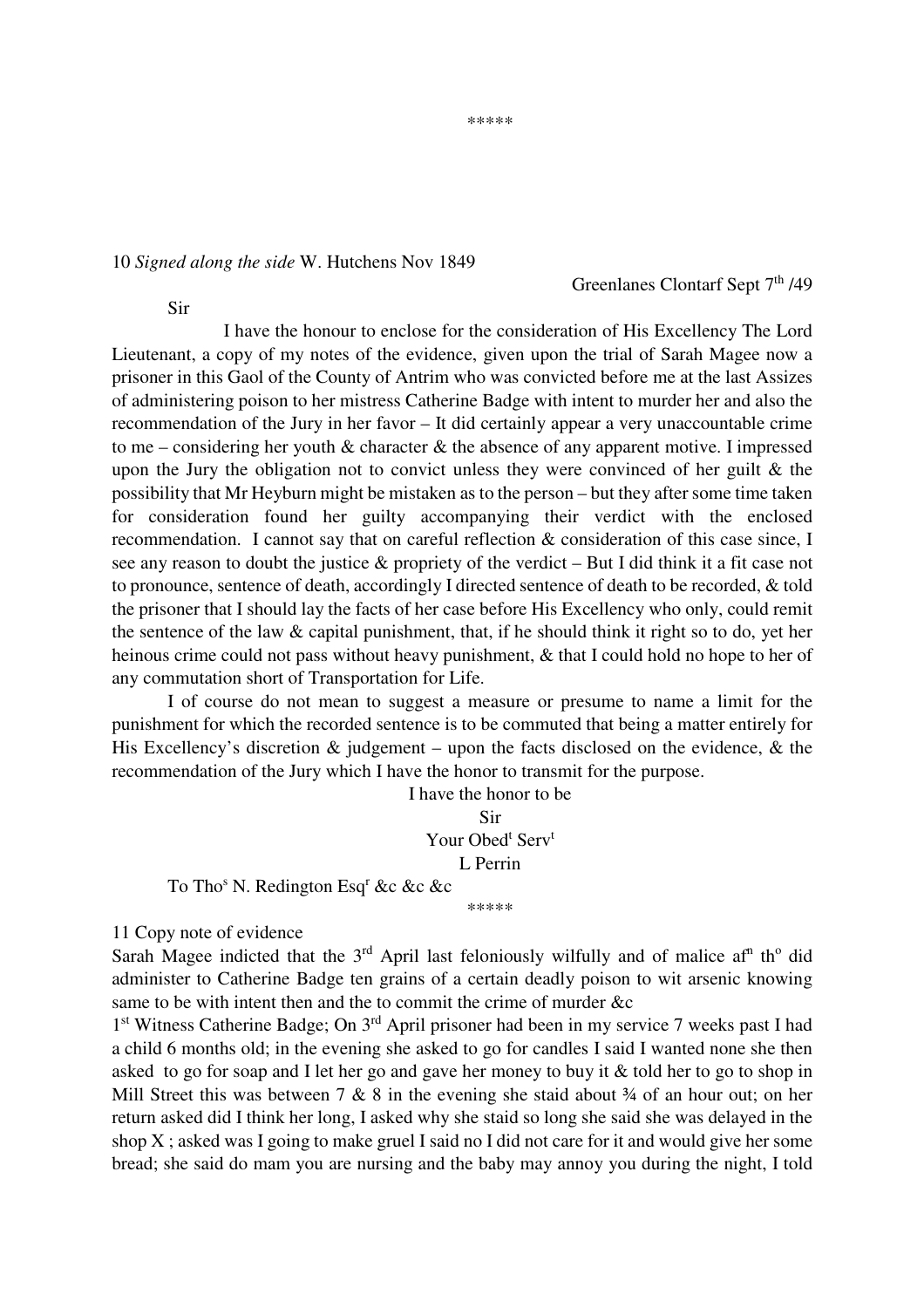\*\*\*\*\*

10 *Signed along the side* W. Hutchens Nov 1849

Greenlanes Clontarf Sept 7th /49

Sir

I have the honour to enclose for the consideration of His Excellency The Lord Lieutenant, a copy of my notes of the evidence, given upon the trial of Sarah Magee now a prisoner in this Gaol of the County of Antrim who was convicted before me at the last Assizes of administering poison to her mistress Catherine Badge with intent to murder her and also the recommendation of the Jury in her favor – It did certainly appear a very unaccountable crime to me – considering her youth & character & the absence of any apparent motive. I impressed upon the Jury the obligation not to convict unless they were convinced of her guilt & the possibility that Mr Heyburn might be mistaken as to the person – but they after some time taken for consideration found her guilty accompanying their verdict with the enclosed recommendation. I cannot say that on careful reflection & consideration of this case since, I see any reason to doubt the justice & propriety of the verdict – But I did think it a fit case not to pronounce, sentence of death, accordingly I directed sentence of death to be recorded, & told the prisoner that I should lay the facts of her case before His Excellency who only, could remit the sentence of the law & capital punishment, that, if he should think it right so to do, yet her heinous crime could not pass without heavy punishment, & that I could hold no hope to her of any commutation short of Transportation for Life.

I of course do not mean to suggest a measure or presume to name a limit for the punishment for which the recorded sentence is to be commuted that being a matter entirely for His Excellency's discretion & judgement – upon the facts disclosed on the evidence, & the recommendation of the Jury which I have the honor to transmit for the purpose.

I have the honor to be
Sir
Your Obedt Servt
L Perrin

To Thos N. Redington Esqr &c &c &c

\*\*\*\*\*

11 Copy note of evidence

Sarah Magee indicted that the 3rd April last feloniously wilfully and of malice afn tho did administer to Catherine Badge ten grains of a certain deadly poison to wit arsenic knowing same to be with intent then and the to commit the crime of murder &c

1st Witness Catherine Badge; On 3rd April prisoner had been in my service 7 weeks past I had a child 6 months old; in the evening she asked to go for candles I said I wanted none she then asked to go for soap and I let her go and gave her money to buy it & told her to go to shop in Mill Street this was between 7 & 8 in the evening she staid about ¾ of an hour out; on her return asked did I think her long, I asked why she staid so long she said she was delayed in the shop X ; asked was I going to make gruel I said no I did not care for it and would give her some bread; she said do mam you are nursing and the baby may annoy you during the night, I told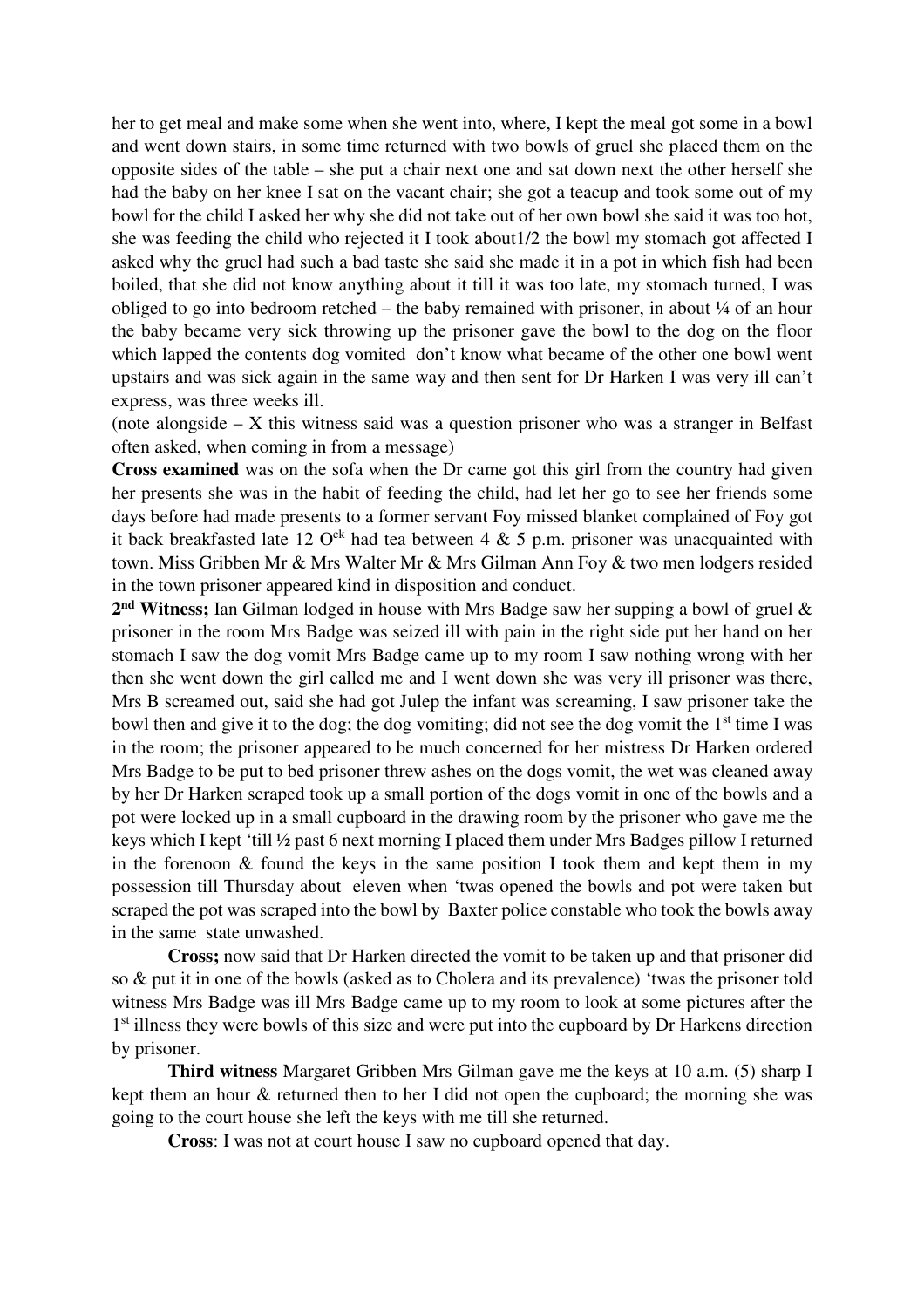her to get meal and make some when she went into, where, I kept the meal got some in a bowl and went down stairs, in some time returned with two bowls of gruel she placed them on the opposite sides of the table – she put a chair next one and sat down next the other herself she had the baby on her knee I sat on the vacant chair; she got a teacup and took some out of my bowl for the child I asked her why she did not take out of her own bowl she said it was too hot, she was feeding the child who rejected it I took about1/2 the bowl my stomach got affected I asked why the gruel had such a bad taste she said she made it in a pot in which fish had been boiled, that she did not know anything about it till it was too late, my stomach turned, I was obliged to go into bedroom retched – the baby remained with prisoner, in about ¼ of an hour the baby became very sick throwing up the prisoner gave the bowl to the dog on the floor which lapped the contents dog vomited don't know what became of the other one bowl went upstairs and was sick again in the same way and then sent for Dr Harken I was very ill can't express, was three weeks ill.

(note alongside – X this witness said was a question prisoner who was a stranger in Belfast often asked, when coming in from a message)

**Cross examined** was on the sofa when the Dr came got this girl from the country had given her presents she was in the habit of feeding the child, had let her go to see her friends some days before had made presents to a former servant Foy missed blanket complained of Foy got it back breakfasted late 12 O[ck] had tea between 4 & 5 p.m. prisoner was unacquainted with town. Miss Gribben Mr & Mrs Walter Mr & Mrs Gilman Ann Foy & two men lodgers resided in the town prisoner appeared kind in disposition and conduct.

**2nd Witness;** Ian Gilman lodged in house with Mrs Badge saw her supping a bowl of gruel & prisoner in the room Mrs Badge was seized ill with pain in the right side put her hand on her stomach I saw the dog vomit Mrs Badge came up to my room I saw nothing wrong with her then she went down the girl called me and I went down she was very ill prisoner was there, Mrs B screamed out, said she had got Julep the infant was screaming, I saw prisoner take the bowl then and give it to the dog; the dog vomiting; did not see the dog vomit the 1st time I was in the room; the prisoner appeared to be much concerned for her mistress Dr Harken ordered Mrs Badge to be put to bed prisoner threw ashes on the dogs vomit, the wet was cleaned away by her Dr Harken scraped took up a small portion of the dogs vomit in one of the bowls and a pot were locked up in a small cupboard in the drawing room by the prisoner who gave me the keys which I kept 'till ½ past 6 next morning I placed them under Mrs Badges pillow I returned in the forenoon & found the keys in the same position I took them and kept them in my possession till Thursday about eleven when 'twas opened the bowls and pot were taken but scraped the pot was scraped into the bowl by Baxter police constable who took the bowls away in the same state unwashed.

**Cross;** now said that Dr Harken directed the vomit to be taken up and that prisoner did so & put it in one of the bowls (asked as to Cholera and its prevalence) 'twas the prisoner told witness Mrs Badge was ill Mrs Badge came up to my room to look at some pictures after the 1st illness they were bowls of this size and were put into the cupboard by Dr Harkens direction by prisoner.

**Third witness** Margaret Gribben Mrs Gilman gave me the keys at 10 a.m. (5) sharp I kept them an hour & returned then to her I did not open the cupboard; the morning she was going to the court house she left the keys with me till she returned.

**Cross**: I was not at court house I saw no cupboard opened that day.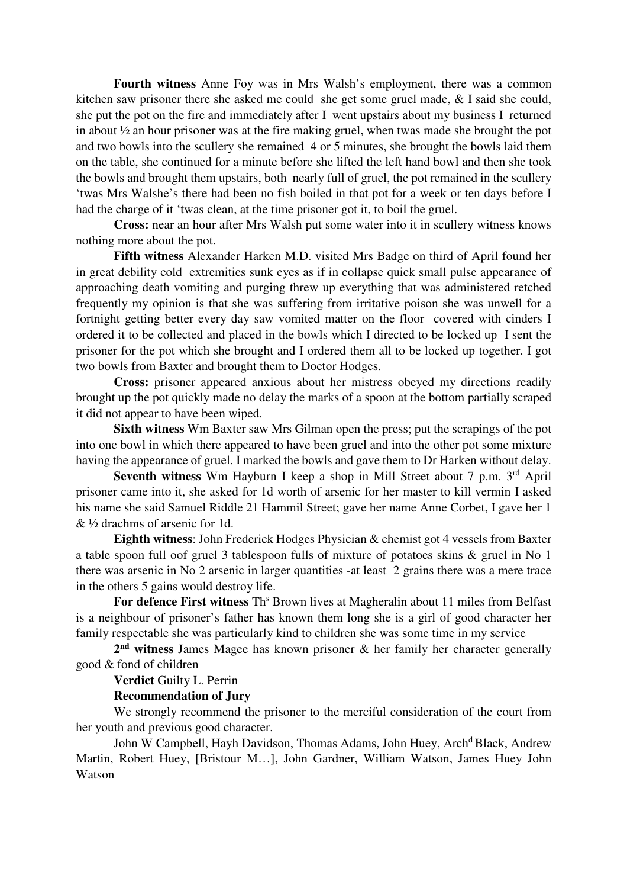**Fourth witness** Anne Foy was in Mrs Walsh's employment, there was a common kitchen saw prisoner there she asked me could she get some gruel made, & I said she could, she put the pot on the fire and immediately after I went upstairs about my business I returned in about ½ an hour prisoner was at the fire making gruel, when twas made she brought the pot and two bowls into the scullery she remained 4 or 5 minutes, she brought the bowls laid them on the table, she continued for a minute before she lifted the left hand bowl and then she took the bowls and brought them upstairs, both nearly full of gruel, the pot remained in the scullery 'twas Mrs Walshe's there had been no fish boiled in that pot for a week or ten days before I had the charge of it 'twas clean, at the time prisoner got it, to boil the gruel.

**Cross:** near an hour after Mrs Walsh put some water into it in scullery witness knows nothing more about the pot.

**Fifth witness** Alexander Harken M.D. visited Mrs Badge on third of April found her in great debility cold extremities sunk eyes as if in collapse quick small pulse appearance of approaching death vomiting and purging threw up everything that was administered retched frequently my opinion is that she was suffering from irritative poison she was unwell for a fortnight getting better every day saw vomited matter on the floor covered with cinders I ordered it to be collected and placed in the bowls which I directed to be locked up I sent the prisoner for the pot which she brought and I ordered them all to be locked up together. I got two bowls from Baxter and brought them to Doctor Hodges.

**Cross:** prisoner appeared anxious about her mistress obeyed my directions readily brought up the pot quickly made no delay the marks of a spoon at the bottom partially scraped it did not appear to have been wiped.

**Sixth witness** Wm Baxter saw Mrs Gilman open the press; put the scrapings of the pot into one bowl in which there appeared to have been gruel and into the other pot some mixture having the appearance of gruel. I marked the bowls and gave them to Dr Harken without delay.

**Seventh witness** Wm Hayburn I keep a shop in Mill Street about 7 p.m. 3rd April prisoner came into it, she asked for 1d worth of arsenic for her master to kill vermin I asked his name she said Samuel Riddle 21 Hammil Street; gave her name Anne Corbet, I gave her 1 & ½ drachms of arsenic for 1d.

**Eighth witness**: John Frederick Hodges Physician & chemist got 4 vessels from Baxter a table spoon full oof gruel 3 tablespoon fulls of mixture of potatoes skins & gruel in No 1 there was arsenic in No 2 arsenic in larger quantities -at least 2 grains there was a mere trace in the others 5 gains would destroy life.

**For defence First witness** Ths Brown lives at Magheralin about 11 miles from Belfast is a neighbour of prisoner's father has known them long she is a girl of good character her family respectable she was particularly kind to children she was some time in my service

**2nd witness** James Magee has known prisoner & her family her character generally good & fond of children

**Verdict** Guilty L. Perrin

**Recommendation of Jury**

We strongly recommend the prisoner to the merciful consideration of the court from her youth and previous good character.

John W Campbell, Hayh Davidson, Thomas Adams, John Huey, Archd Black, Andrew Martin, Robert Huey, [Bristour M…], John Gardner, William Watson, James Huey John Watson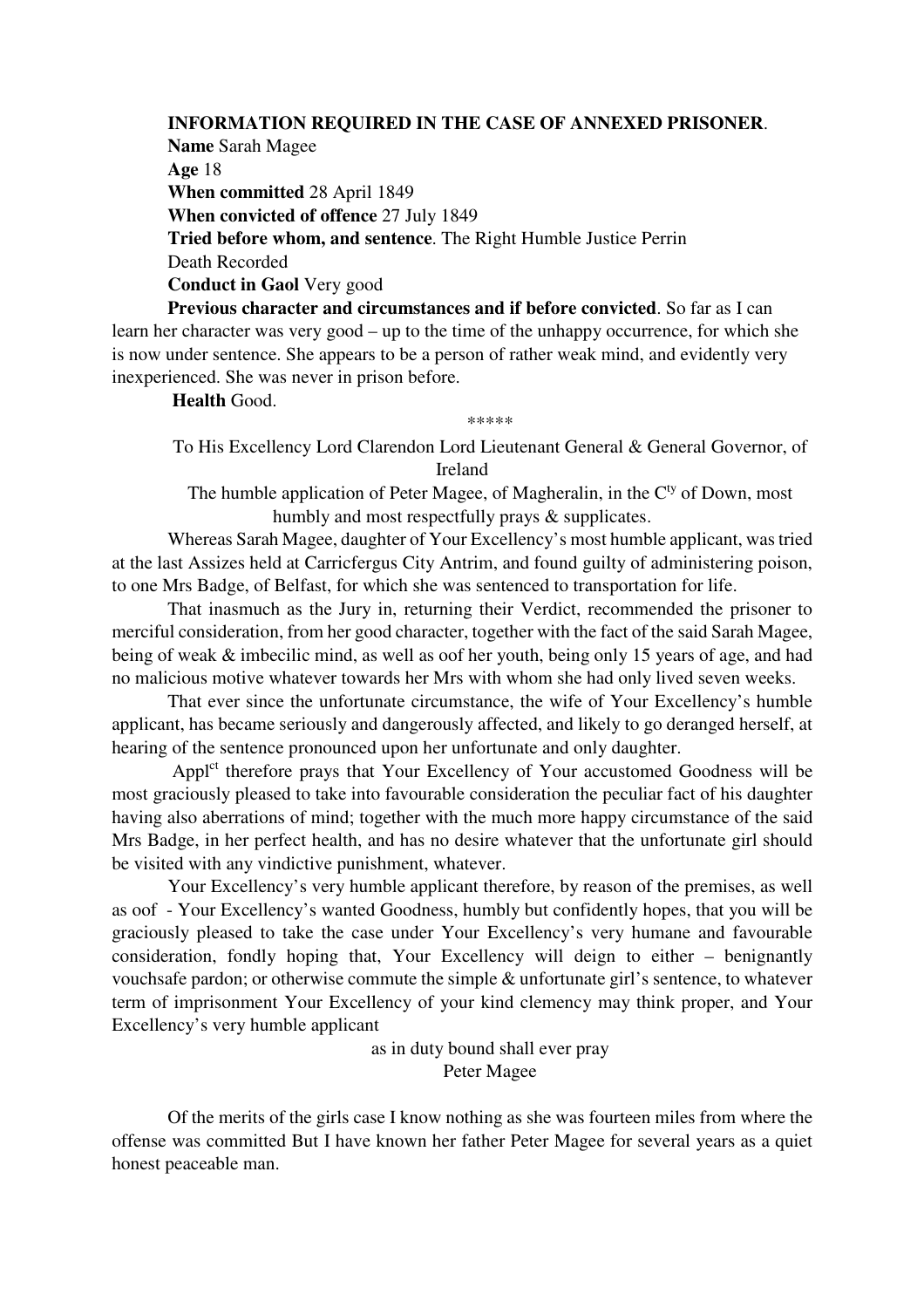**INFORMATION REQUIRED IN THE CASE OF ANNEXED PRISONER**.

**Name** Sarah Magee

**Age** 18

**When committed** 28 April 1849

**When convicted of offence** 27 July 1849

**Tried before whom, and sentence**. The Right Humble Justice Perrin

Death Recorded

**Conduct in Gaol** Very good

**Previous character and circumstances and if before convicted**. So far as I can learn her character was very good – up to the time of the unhappy occurrence, for which she is now under sentence. She appears to be a person of rather weak mind, and evidently very inexperienced. She was never in prison before.

**Health** Good.

\*\*\*\*\*

To His Excellency Lord Clarendon Lord Lieutenant General & General Governor, of Ireland

The humble application of Peter Magee, of Magheralin, in the C^ty^ of Down, most humbly and most respectfully prays & supplicates.

Whereas Sarah Magee, daughter of Your Excellency's most humble applicant, was tried at the last Assizes held at Carricfergus City Antrim, and found guilty of administering poison, to one Mrs Badge, of Belfast, for which she was sentenced to transportation for life.

That inasmuch as the Jury in, returning their Verdict, recommended the prisoner to merciful consideration, from her good character, together with the fact of the said Sarah Magee, being of weak & imbecilic mind, as well as oof of her youth, being only 15 years of age, and had no malicious motive whatever towards her Mrs with whom she had only lived seven weeks.

That ever since the unfortunate circumstance, the wife of Your Excellency's humble applicant, has became seriously and dangerously affected, and likely to go deranged herself, at hearing of the sentence pronounced upon her unfortunate and only daughter.

Appl^ct^ therefore prays that Your Excellency of Your accustomed Goodness will be most graciously pleased to take into favourable consideration the peculiar fact of his daughter having also aberrations of mind; together with the much more happy circumstance of the said Mrs Badge, in her perfect health, and has no desire whatever that the unfortunate girl should be visited with any vindictive punishment, whatever.

Your Excellency's very humble applicant therefore, by reason of the premises, as well as oof - Your Excellency's wanted Goodness, humbly but confidently hopes, that you will be graciously pleased to take the case under Your Excellency's very humane and favourable consideration, fondly hoping that, Your Excellency will deign to either – benignantly vouchsafe pardon; or otherwise commute the simple & unfortunate girl's sentence, to whatever term of imprisonment Your Excellency of your kind clemency may think proper, and Your Excellency's very humble applicant

as in duty bound shall ever pray

Peter Magee

Of the merits of the girls case I know nothing as she was fourteen miles from where the offense was committed But I have known her father Peter Magee for several years as a quiet honest peaceable man.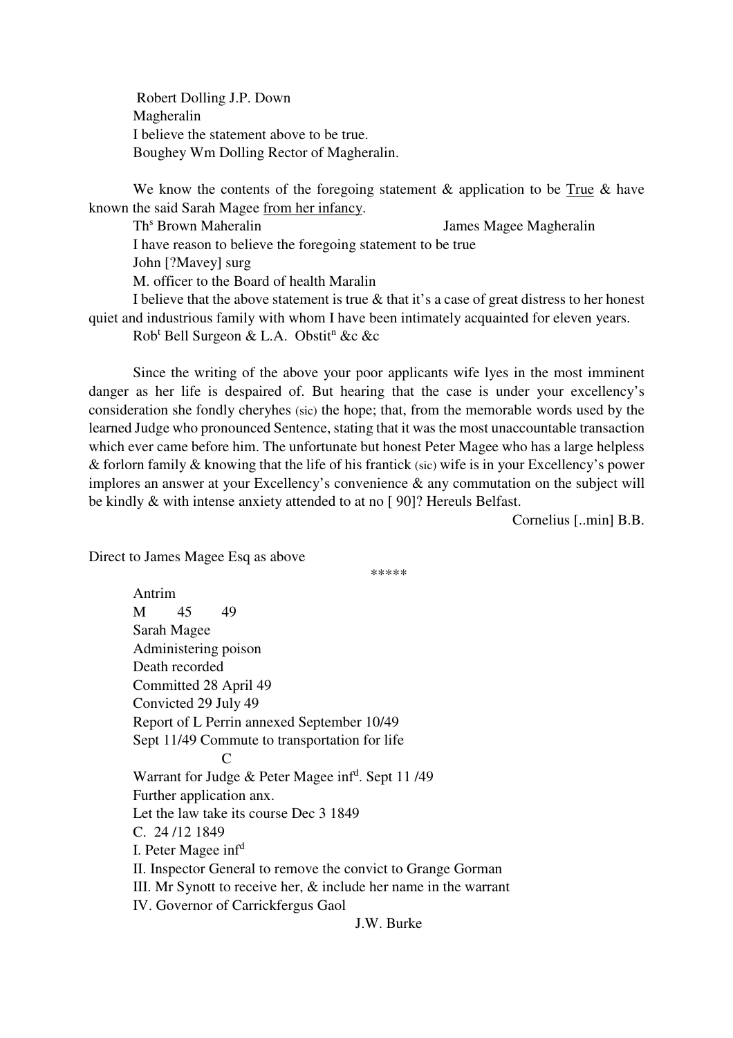Robert Dolling J.P. Down

Magheralin

I believe the statement above to be true.

Boughey Wm Dolling Rector of Magheralin.

We know the contents of the foregoing statement & application to be True & have known the said Sarah Magee from her infancy.

Th[s] Brown Maheralin                                        James Magee Magheralin

I have reason to believe the foregoing statement to be true

John [?Mavey] surg

M. officer to the Board of health Maralin

I believe that the above statement is true & that it's a case of great distress to her honest quiet and industrious family with whom I have been intimately acquainted for eleven years.

Rob[t] Bell Surgeon & L.A. Obstit[n] &c &c

Since the writing of the above your poor applicants wife lyes in the most imminent danger as her life is despaired of. But hearing that the case is under your excellency's consideration she fondly cheryhes (sic) the hope; that, from the memorable words used by the learned Judge who pronounced Sentence, stating that it was the most unaccountable transaction which ever came before him. The unfortunate but honest Peter Magee who has a large helpless & forlorn family & knowing that the life of his frantick (sic) wife is in your Excellency's power implores an answer at your Excellency's convenience & any commutation on the subject will be kindly & with intense anxiety attended to at no [ 90]? Hereuls Belfast.

Cornelius [..min] B.B.

Direct to James Magee Esq as above

\*\*\*\*\*

Antrim

M 45 49

Sarah Magee

Administering poison

Death recorded

Committed 28 April 49

Convicted 29 July 49

Report of L Perrin annexed September 10/49

Sept 11/49 Commute to transportation for life

C

Warrant for Judge & Peter Magee inf[d]. Sept 11 /49

Further application anx.

Let the law take its course Dec 3 1849

C. 24 /12 1849

I. Peter Magee inf[d]

II. Inspector General to remove the convict to Grange Gorman

III. Mr Synott to receive her, & include her name in the warrant

IV. Governor of Carrickfergus Gaol

J.W. Burke